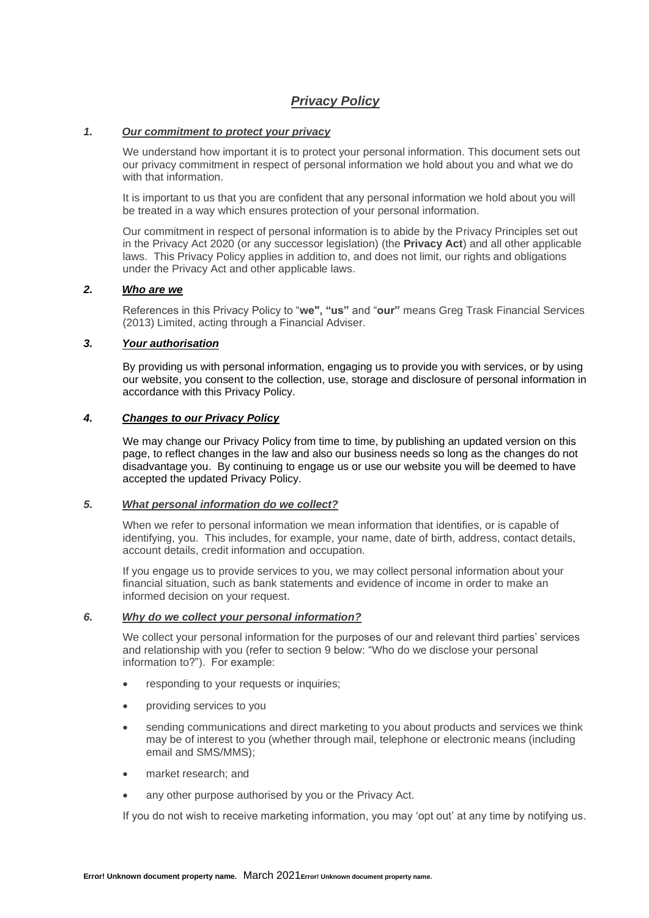# ***Privacy Policy***

## *1. Our commitment to protect your privacy*

We understand how important it is to protect your personal information. This document sets out our privacy commitment in respect of personal information we hold about you and what we do with that information.

It is important to us that you are confident that any personal information we hold about you will be treated in a way which ensures protection of your personal information.

Our commitment in respect of personal information is to abide by the Privacy Principles set out in the Privacy Act 2020 (or any successor legislation) (the **Privacy Act**) and all other applicable laws. This Privacy Policy applies in addition to, and does not limit, our rights and obligations under the Privacy Act and other applicable laws.

## *2. Who are we*

References in this Privacy Policy to "**we", "us"** and "**our"** means Greg Trask Financial Services (2013) Limited, acting through a Financial Adviser.

## *3. Your authorisation*

By providing us with personal information, engaging us to provide you with services, or by using our website, you consent to the collection, use, storage and disclosure of personal information in accordance with this Privacy Policy.

## *4. Changes to our Privacy Policy*

We may change our Privacy Policy from time to time, by publishing an updated version on this page, to reflect changes in the law and also our business needs so long as the changes do not disadvantage you. By continuing to engage us or use our website you will be deemed to have accepted the updated Privacy Policy.

## *5. What personal information do we collect?*

When we refer to personal information we mean information that identifies, or is capable of identifying, you. This includes, for example, your name, date of birth, address, contact details, account details, credit information and occupation.

If you engage us to provide services to you, we may collect personal information about your financial situation, such as bank statements and evidence of income in order to make an informed decision on your request.

## *6. Why do we collect your personal information?*

We collect your personal information for the purposes of our and relevant third parties' services and relationship with you (refer to section 9 below: "Who do we disclose your personal information to?"). For example:

- responding to your requests or inquiries;
- providing services to you
- sending communications and direct marketing to you about products and services we think may be of interest to you (whether through mail, telephone or electronic means (including email and SMS/MMS);
- market research; and
- any other purpose authorised by you or the Privacy Act.

If you do not wish to receive marketing information, you may 'opt out' at any time by notifying us.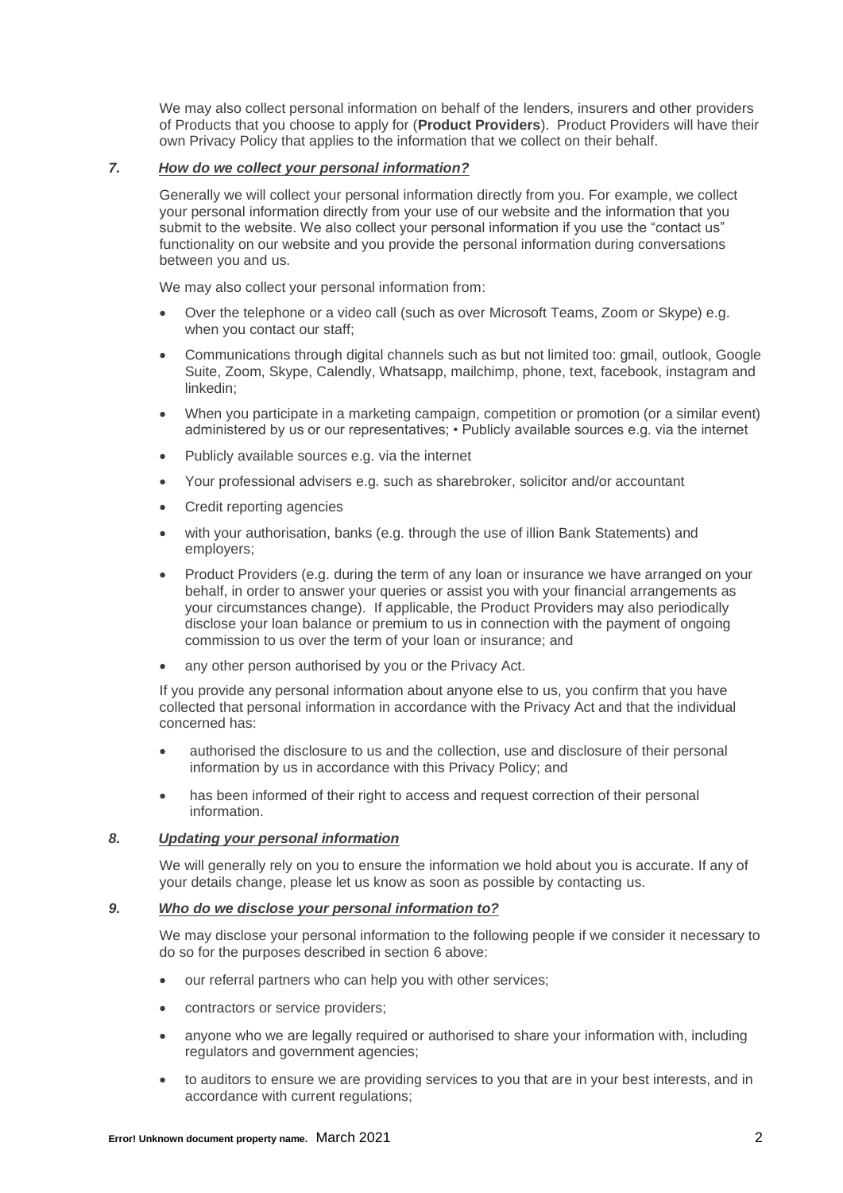We may also collect personal information on behalf of the lenders, insurers and other providers of Products that you choose to apply for (**Product Providers**). Product Providers will have their own Privacy Policy that applies to the information that we collect on their behalf.

### *7. How do we collect your personal information?*

Generally we will collect your personal information directly from you. For example, we collect your personal information directly from your use of our website and the information that you submit to the website. We also collect your personal information if you use the "contact us" functionality on our website and you provide the personal information during conversations between you and us.

We may also collect your personal information from:

- Over the telephone or a video call (such as over Microsoft Teams, Zoom or Skype) e.g. when you contact our staff;
- Communications through digital channels such as but not limited too: gmail, outlook, Google Suite, Zoom, Skype, Calendly, Whatsapp, mailchimp, phone, text, facebook, instagram and linkedin;
- When you participate in a marketing campaign, competition or promotion (or a similar event) administered by us or our representatives; • Publicly available sources e.g. via the internet
- Publicly available sources e.g. via the internet
- Your professional advisers e.g. such as sharebroker, solicitor and/or accountant
- Credit reporting agencies
- with your authorisation, banks (e.g. through the use of illion Bank Statements) and employers;
- Product Providers (e.g. during the term of any loan or insurance we have arranged on your behalf, in order to answer your queries or assist you with your financial arrangements as your circumstances change). If applicable, the Product Providers may also periodically disclose your loan balance or premium to us in connection with the payment of ongoing commission to us over the term of your loan or insurance; and
- any other person authorised by you or the Privacy Act.

If you provide any personal information about anyone else to us, you confirm that you have collected that personal information in accordance with the Privacy Act and that the individual concerned has:

- authorised the disclosure to us and the collection, use and disclosure of their personal information by us in accordance with this Privacy Policy; and
- has been informed of their right to access and request correction of their personal information.

### *8. Updating your personal information*

We will generally rely on you to ensure the information we hold about you is accurate. If any of your details change, please let us know as soon as possible by contacting us.

### *9. Who do we disclose your personal information to?*

We may disclose your personal information to the following people if we consider it necessary to do so for the purposes described in section 6 above:

- our referral partners who can help you with other services;
- contractors or service providers;
- anyone who we are legally required or authorised to share your information with, including regulators and government agencies;
- to auditors to ensure we are providing services to you that are in your best interests, and in accordance with current regulations;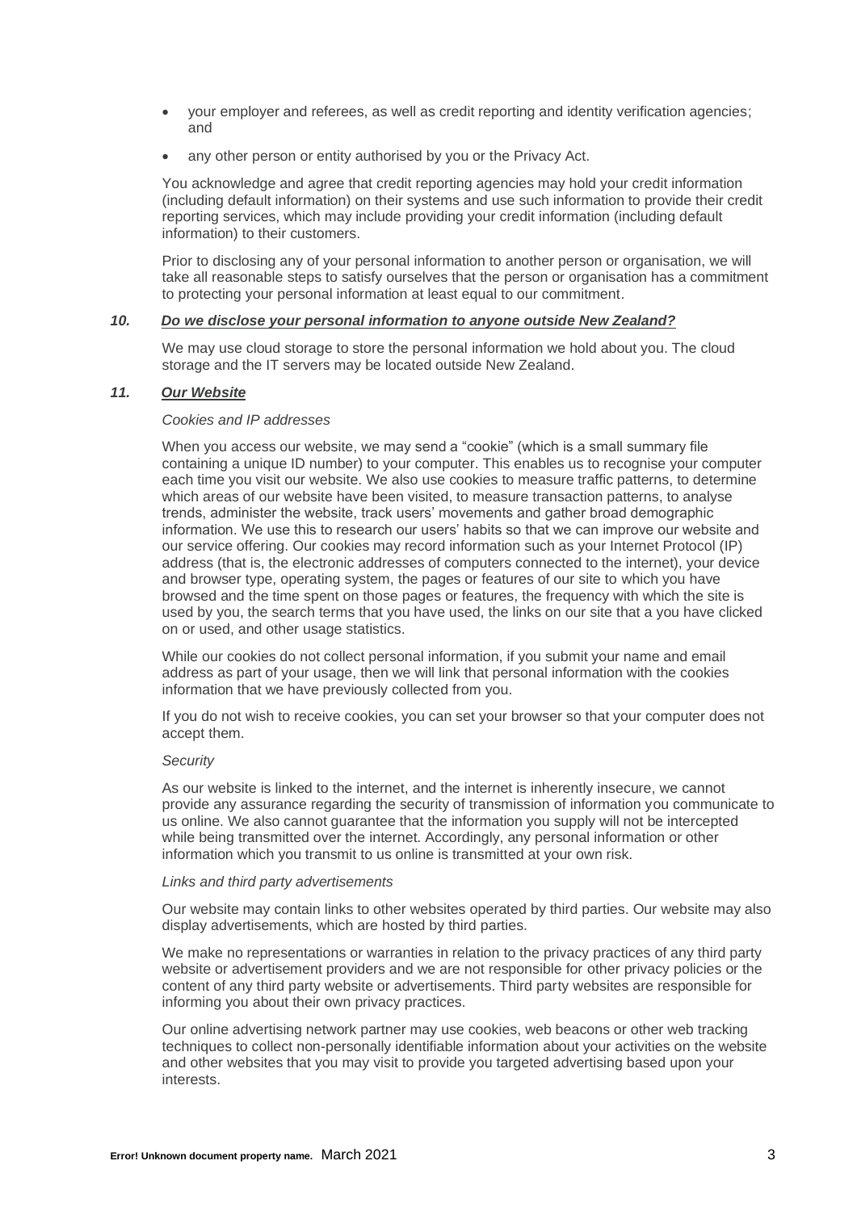- your employer and referees, as well as credit reporting and identity verification agencies; and
- any other person or entity authorised by you or the Privacy Act.

You acknowledge and agree that credit reporting agencies may hold your credit information (including default information) on their systems and use such information to provide their credit reporting services, which may include providing your credit information (including default information) to their customers.

Prior to disclosing any of your personal information to another person or organisation, we will take all reasonable steps to satisfy ourselves that the person or organisation has a commitment to protecting your personal information at least equal to our commitment.

## *10. Do we disclose your personal information to anyone outside New Zealand?*

We may use cloud storage to store the personal information we hold about you. The cloud storage and the IT servers may be located outside New Zealand.

## *11. Our Website*

*Cookies and IP addresses*

When you access our website, we may send a "cookie" (which is a small summary file containing a unique ID number) to your computer. This enables us to recognise your computer each time you visit our website. We also use cookies to measure traffic patterns, to determine which areas of our website have been visited, to measure transaction patterns, to analyse trends, administer the website, track users' movements and gather broad demographic information. We use this to research our users' habits so that we can improve our website and our service offering. Our cookies may record information such as your Internet Protocol (IP) address (that is, the electronic addresses of computers connected to the internet), your device and browser type, operating system, the pages or features of our site to which you have browsed and the time spent on those pages or features, the frequency with which the site is used by you, the search terms that you have used, the links on our site that a you have clicked on or used, and other usage statistics.

While our cookies do not collect personal information, if you submit your name and email address as part of your usage, then we will link that personal information with the cookies information that we have previously collected from you.

If you do not wish to receive cookies, you can set your browser so that your computer does not accept them.

*Security*

As our website is linked to the internet, and the internet is inherently insecure, we cannot provide any assurance regarding the security of transmission of information you communicate to us online. We also cannot guarantee that the information you supply will not be intercepted while being transmitted over the internet. Accordingly, any personal information or other information which you transmit to us online is transmitted at your own risk.

*Links and third party advertisements*

Our website may contain links to other websites operated by third parties. Our website may also display advertisements, which are hosted by third parties.

We make no representations or warranties in relation to the privacy practices of any third party website or advertisement providers and we are not responsible for other privacy policies or the content of any third party website or advertisements. Third party websites are responsible for informing you about their own privacy practices.

Our online advertising network partner may use cookies, web beacons or other web tracking techniques to collect non-personally identifiable information about your activities on the website and other websites that you may visit to provide you targeted advertising based upon your interests.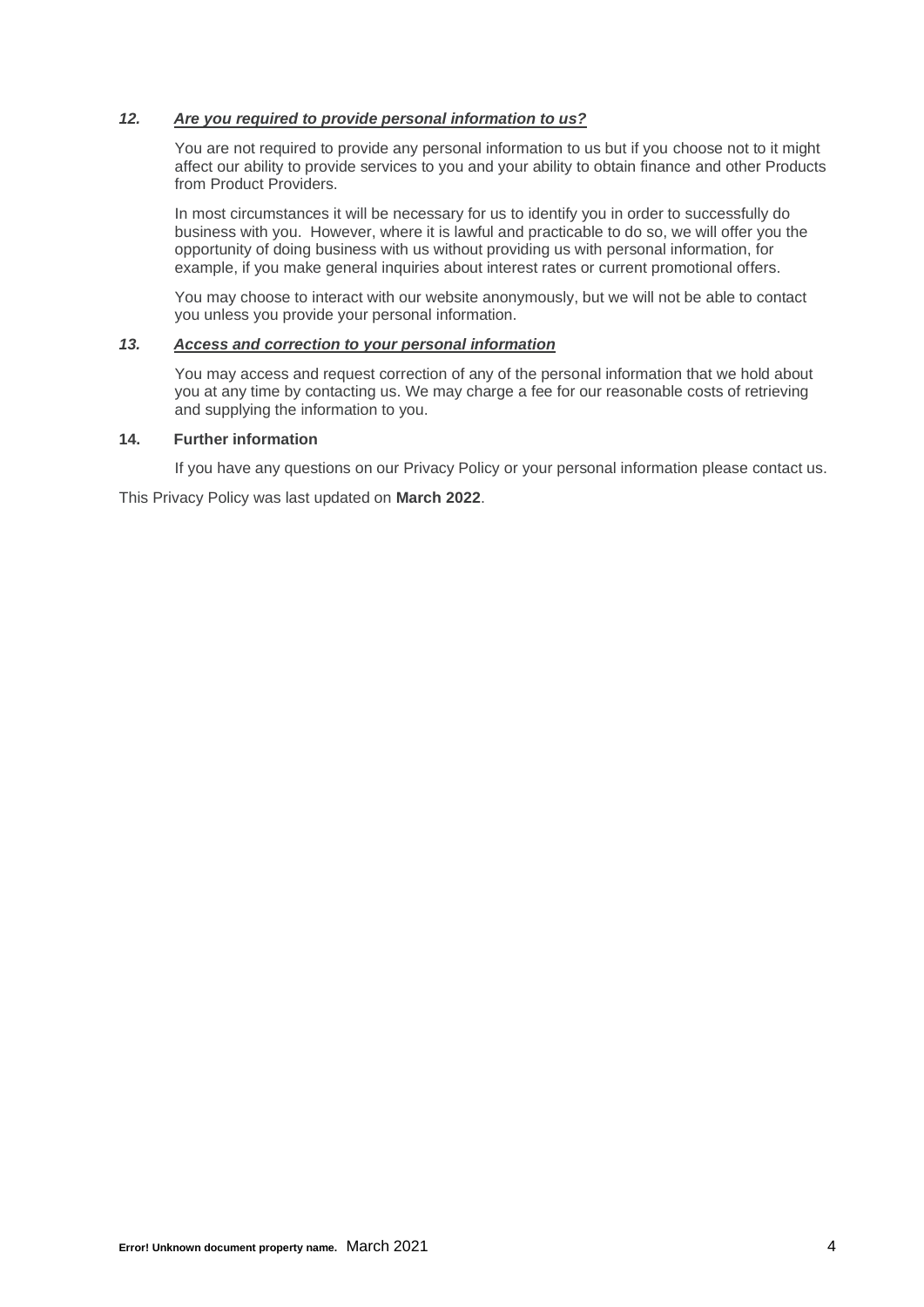### *12. Are you required to provide personal information to us?*

You are not required to provide any personal information to us but if you choose not to it might affect our ability to provide services to you and your ability to obtain finance and other Products from Product Providers.

In most circumstances it will be necessary for us to identify you in order to successfully do business with you. However, where it is lawful and practicable to do so, we will offer you the opportunity of doing business with us without providing us with personal information, for example, if you make general inquiries about interest rates or current promotional offers.

You may choose to interact with our website anonymously, but we will not be able to contact you unless you provide your personal information.

### *13. Access and correction to your personal information*

You may access and request correction of any of the personal information that we hold about you at any time by contacting us. We may charge a fee for our reasonable costs of retrieving and supplying the information to you.

### 14. Further information

If you have any questions on our Privacy Policy or your personal information please contact us.

This Privacy Policy was last updated on **March 2022**.